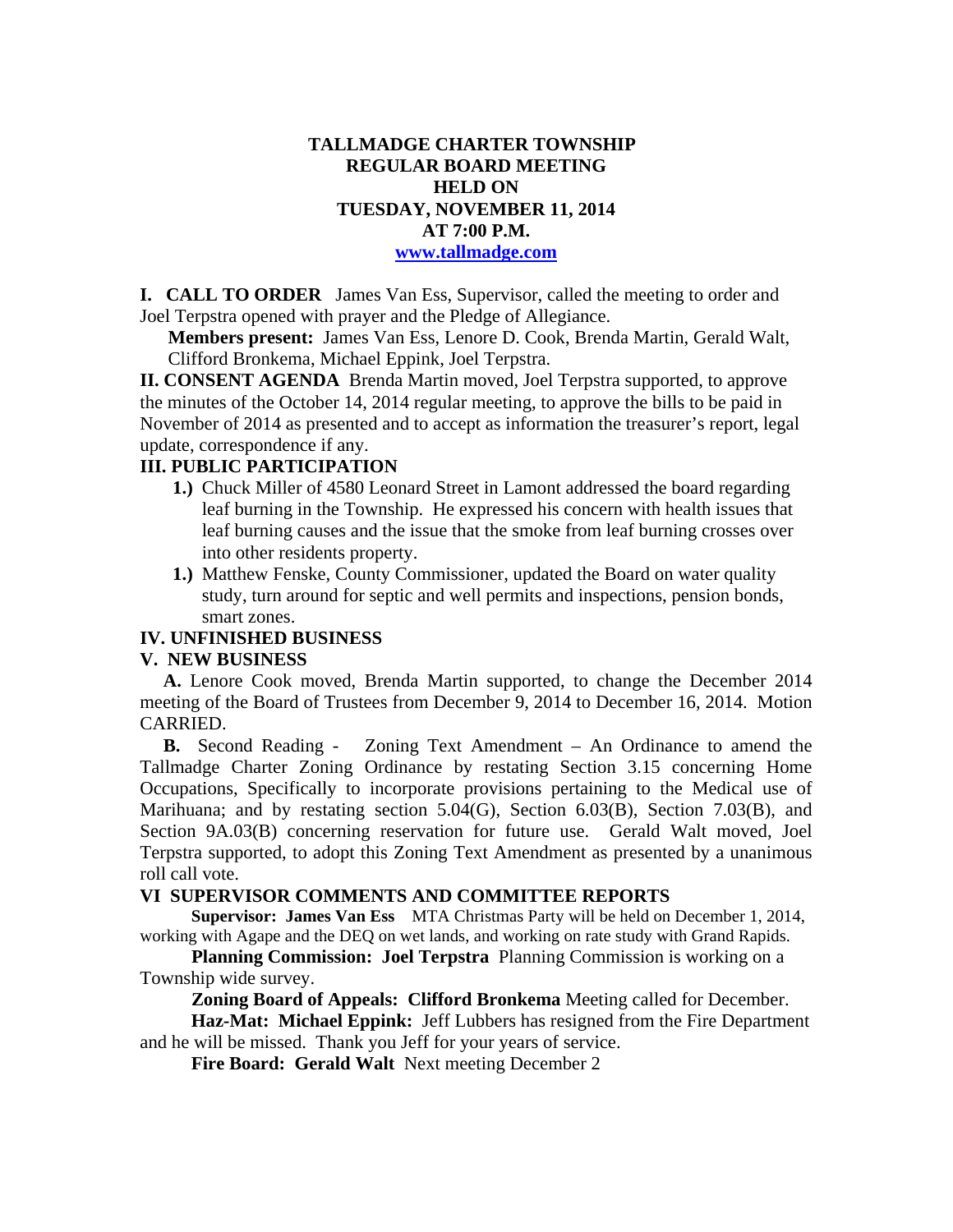# TALLMADGE CHARTER TOWNSHIP
## REGULAR BOARD MEETING
## HELD ON
## TUESDAY, NOVEMBER 11, 2014
## AT 7:00 P.M.
## www.tallmadge.com

**I. CALL TO ORDER** James Van Ess, Supervisor, called the meeting to order and Joel Terpstra opened with prayer and the Pledge of Allegiance.

**Members present:** James Van Ess, Lenore D. Cook, Brenda Martin, Gerald Walt, Clifford Bronkema, Michael Eppink, Joel Terpstra.

**II. CONSENT AGENDA** Brenda Martin moved, Joel Terpstra supported, to approve the minutes of the October 14, 2014 regular meeting, to approve the bills to be paid in November of 2014 as presented and to accept as information the treasurer's report, legal update, correspondence if any.

**III. PUBLIC PARTICIPATION**

1.) Chuck Miller of 4580 Leonard Street in Lamont addressed the board regarding leaf burning in the Township. He expressed his concern with health issues that leaf burning causes and the issue that the smoke from leaf burning crosses over into other residents property.

1.) Matthew Fenske, County Commissioner, updated the Board on water quality study, turn around for septic and well permits and inspections, pension bonds, smart zones.

**IV. UNFINISHED BUSINESS**

**V. NEW BUSINESS**

**A.** Lenore Cook moved, Brenda Martin supported, to change the December 2014 meeting of the Board of Trustees from December 9, 2014 to December 16, 2014. Motion CARRIED.

**B.** Second Reading - Zoning Text Amendment – An Ordinance to amend the Tallmadge Charter Zoning Ordinance by restating Section 3.15 concerning Home Occupations, Specifically to incorporate provisions pertaining to the Medical use of Marihuana; and by restating section 5.04(G), Section 6.03(B), Section 7.03(B), and Section 9A.03(B) concerning reservation for future use. Gerald Walt moved, Joel Terpstra supported, to adopt this Zoning Text Amendment as presented by a unanimous roll call vote.

**VI SUPERVISOR COMMENTS AND COMMITTEE REPORTS**

**Supervisor: James Van Ess** MTA Christmas Party will be held on December 1, 2014, working with Agape and the DEQ on wet lands, and working on rate study with Grand Rapids.

**Planning Commission: Joel Terpstra** Planning Commission is working on a Township wide survey.

**Zoning Board of Appeals: Clifford Bronkema** Meeting called for December.

**Haz-Mat: Michael Eppink:** Jeff Lubbers has resigned from the Fire Department and he will be missed. Thank you Jeff for your years of service.

**Fire Board: Gerald Walt** Next meeting December 2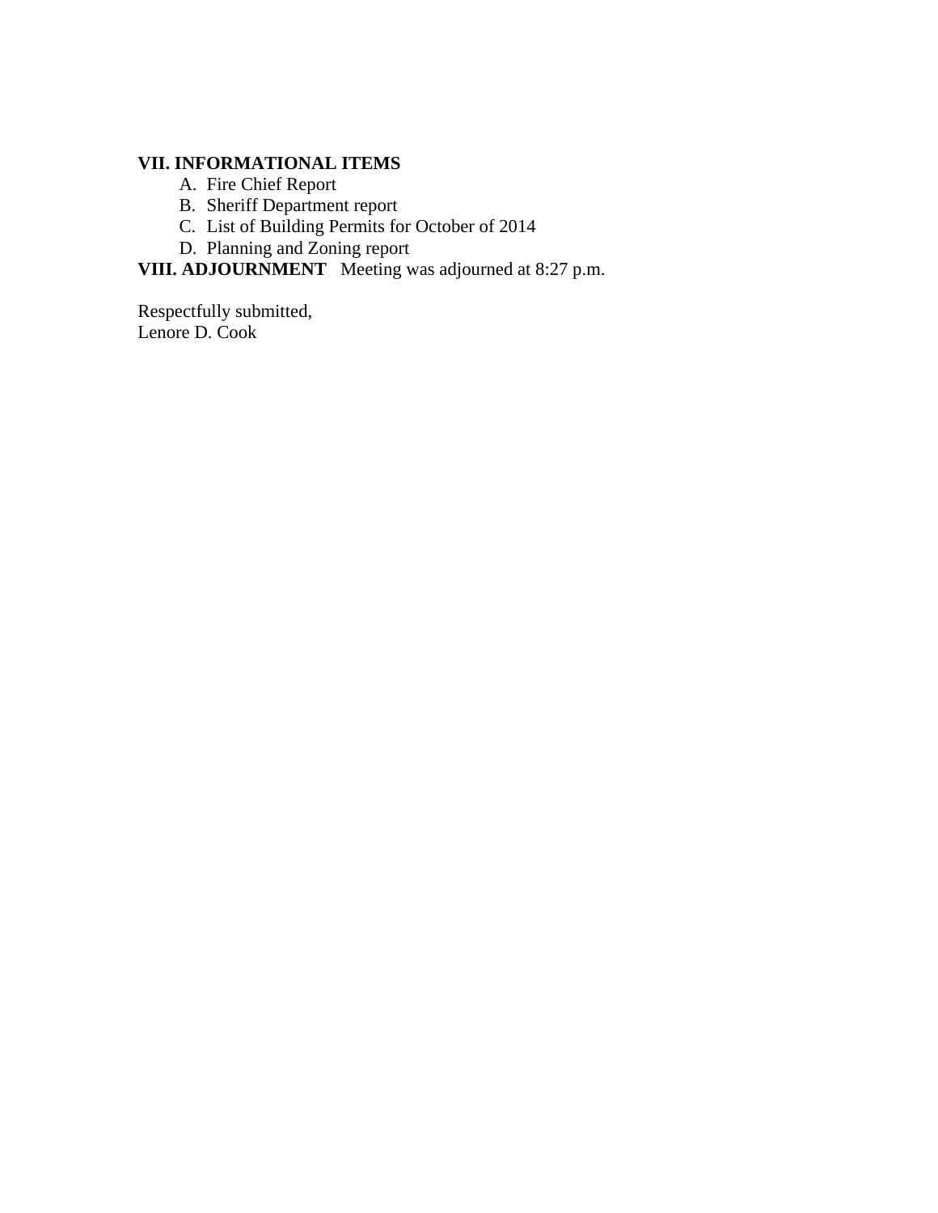**VII. INFORMATIONAL ITEMS**

A. Fire Chief Report
B. Sheriff Department report
C. List of Building Permits for October of 2014
D. Planning and Zoning report

**VIII. ADJOURNMENT** Meeting was adjourned at 8:27 p.m.

Respectfully submitted,
Lenore D. Cook